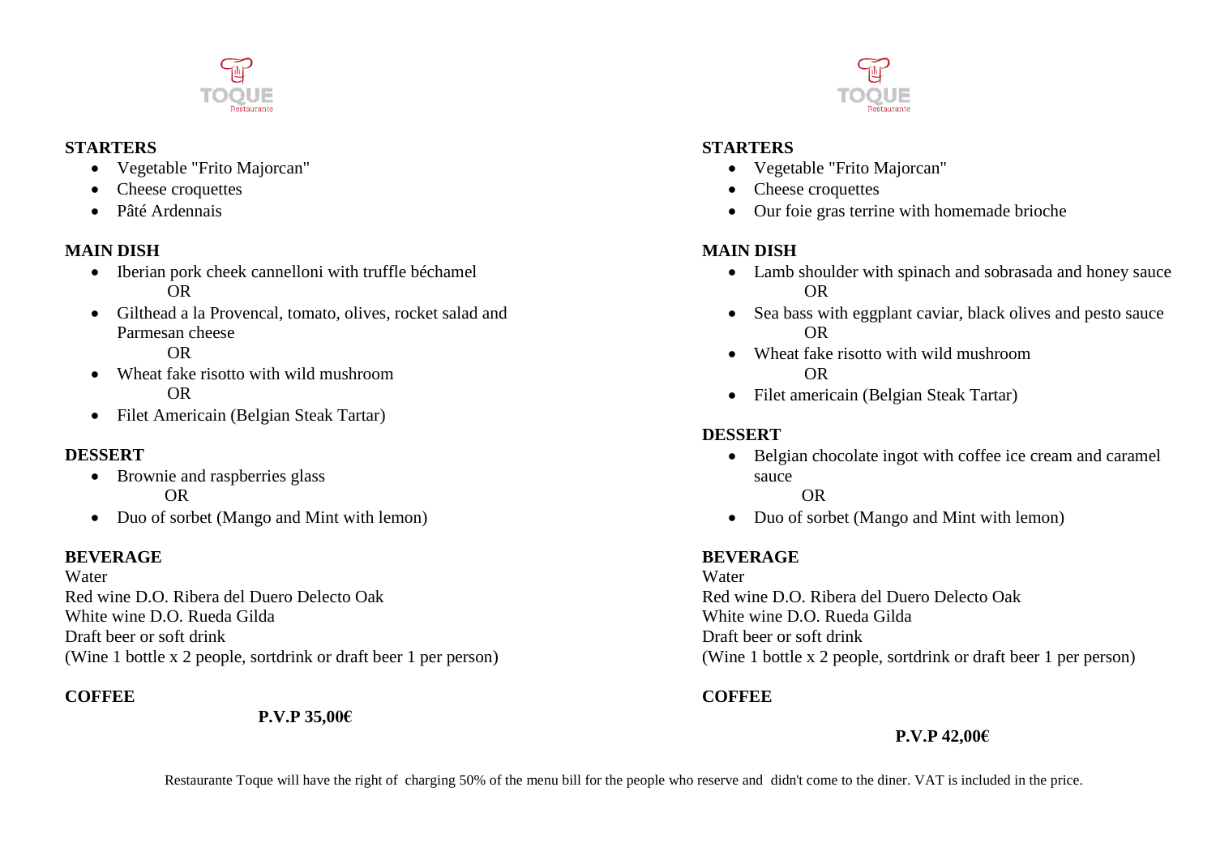TOQUE
Restaurante

## STARTERS

- Vegetable "Frito Majorcan"
- Cheese croquettes
- Pâté Ardennais

## MAIN DISH

- Iberian pork cheek cannelloni with truffle béchamel
  OR
- Gilthead a la Provencal, tomato, olives, rocket salad and Parmesan cheese
  OR
- Wheat fake risotto with wild mushroom
  OR
- Filet Americain (Belgian Steak Tartar)

## DESSERT

- Brownie and raspberries glass
  OR
- Duo of sorbet (Mango and Mint with lemon)

## BEVERAGE

Water
Red wine D.O. Ribera del Duero Delecto Oak
White wine D.O. Rueda Gilda
Draft beer or soft drink
(Wine 1 bottle x 2 people, sortdrink or draft beer 1 per person)

## COFFEE

**P.V.P 35,00€**

TOQUE
Restaurante

## STARTERS

- Vegetable "Frito Majorcan"
- Cheese croquettes
- Our foie gras terrine with homemade brioche

## MAIN DISH

- Lamb shoulder with spinach and sobrasada and honey sauce
  OR
- Sea bass with eggplant caviar, black olives and pesto sauce
  OR
- Wheat fake risotto with wild mushroom
  OR
- Filet americain (Belgian Steak Tartar)

## DESSERT

- Belgian chocolate ingot with coffee ice cream and caramel sauce
  OR
- Duo of sorbet (Mango and Mint with lemon)

## BEVERAGE

Water
Red wine D.O. Ribera del Duero Delecto Oak
White wine D.O. Rueda Gilda
Draft beer or soft drink
(Wine 1 bottle x 2 people, sortdrink or draft beer 1 per person)

## COFFEE

**P.V.P 42,00€**

Restaurante Toque will have the right of charging 50% of the menu bill for the people who reserve and didn't come to the diner. VAT is included in the price.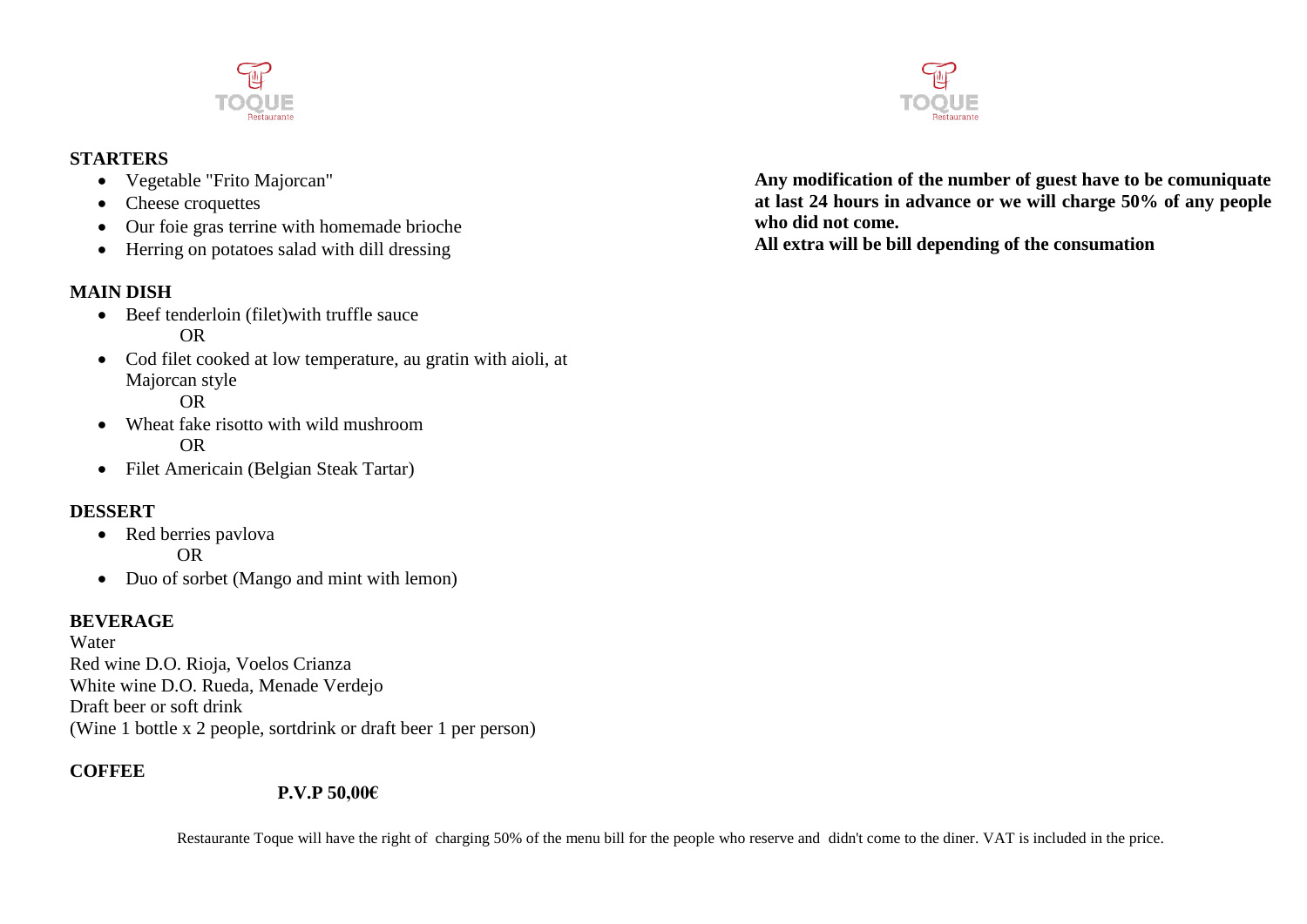TOQUE
Restaurante

**STARTERS**

- Vegetable "Frito Majorcan"
- Cheese croquettes
- Our foie gras terrine with homemade brioche
- Herring on potatoes salad with dill dressing

**MAIN DISH**

- Beef tenderloin (filet)with truffle sauce
  OR
- Cod filet cooked at low temperature, au gratin with aioli, at Majorcan style
  OR
- Wheat fake risotto with wild mushroom
  OR
- Filet Americain (Belgian Steak Tartar)

**DESSERT**

- Red berries pavlova
  OR
- Duo of sorbet (Mango and mint with lemon)

**BEVERAGE**

Water
Red wine D.O. Rioja, Voelos Crianza
White wine D.O. Rueda, Menade Verdejo
Draft beer or soft drink
(Wine 1 bottle x 2 people, sortdrink or draft beer 1 per person)

**COFFEE**

**P.V.P 50,00€**

TOQUE
Restaurante

**Any modification of the number of guest have to be comuniquate at last 24 hours in advance or we will charge 50% of any people who did not come.**
**All extra will be bill depending of the consumation**

Restaurante Toque will have the right of charging 50% of the menu bill for the people who reserve and didn't come to the diner. VAT is included in the price.